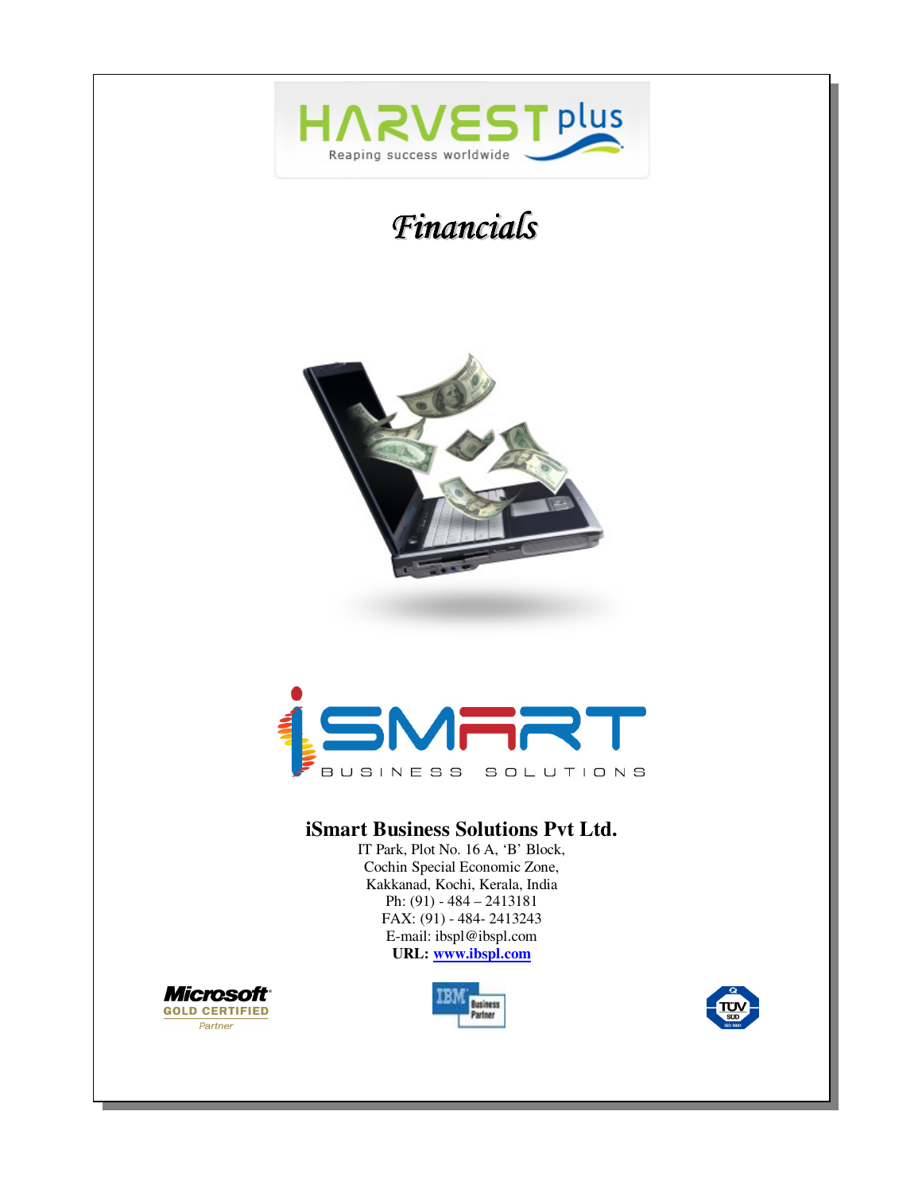# HARVEST plus

Reaping success worldwide

# *Financials*

iSMART BUSINESS SOLUTIONS

**iSmart Business Solutions Pvt Ltd.**

IT Park, Plot No. 16 A, 'B' Block,
Cochin Special Economic Zone,
Kakkanad, Kochi, Kerala, India
Ph: (91) - 484 – 2413181
FAX: (91) - 484- 2413243
E-mail: ibspl@ibspl.com
**URL: www.ibspl.com**

Microsoft GOLD CERTIFIED Partner

IBM Business Partner

TÜV SÜD ISO 9001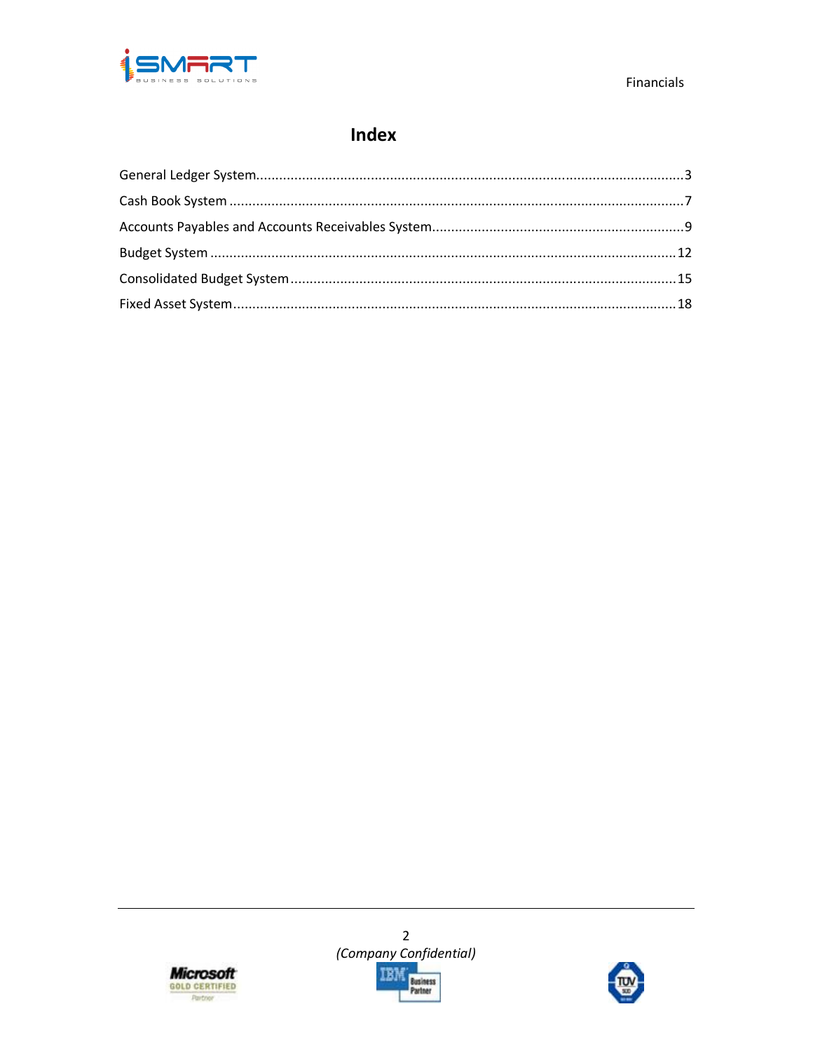# Index

General Ledger System....................3

Cash Book System....................7

Accounts Payables and Accounts Receivables System....................9

Budget System....................12

Consolidated Budget System....................15

Fixed Asset System....................18

*(Company Confidential)*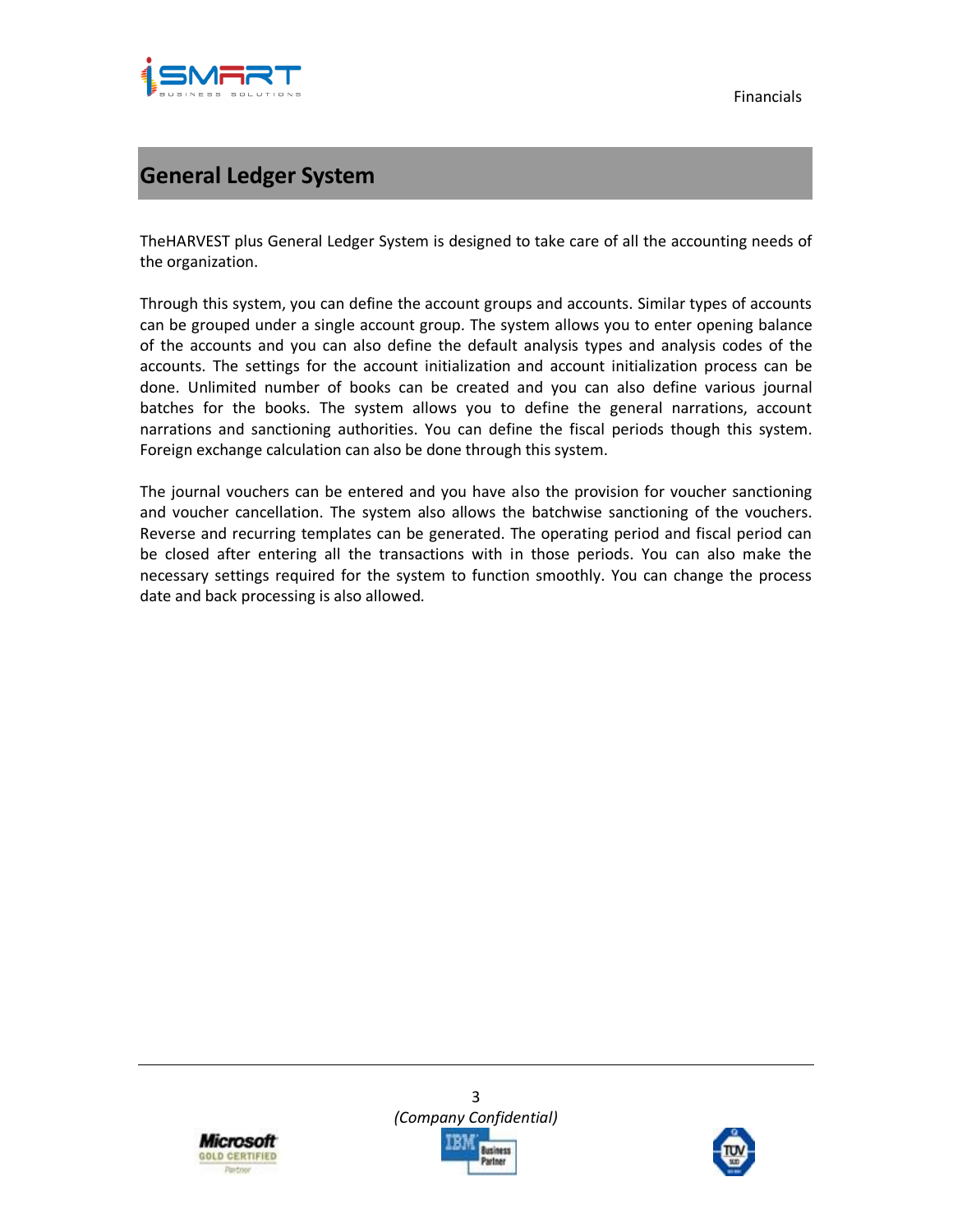# General Ledger System

TheHARVEST plus General Ledger System is designed to take care of all the accounting needs of the organization.

Through this system, you can define the account groups and accounts. Similar types of accounts can be grouped under a single account group. The system allows you to enter opening balance of the accounts and you can also define the default analysis types and analysis codes of the accounts. The settings for the account initialization and account initialization process can be done. Unlimited number of books can be created and you can also define various journal batches for the books. The system allows you to define the general narrations, account narrations and sanctioning authorities. You can define the fiscal periods though this system. Foreign exchange calculation can also be done through this system.

The journal vouchers can be entered and you have also the provision for voucher sanctioning and voucher cancellation. The system also allows the batchwise sanctioning of the vouchers. Reverse and recurring templates can be generated. The operating period and fiscal period can be closed after entering all the transactions with in those periods. You can also make the necessary settings required for the system to function smoothly. You can change the process date and back processing is also allowed.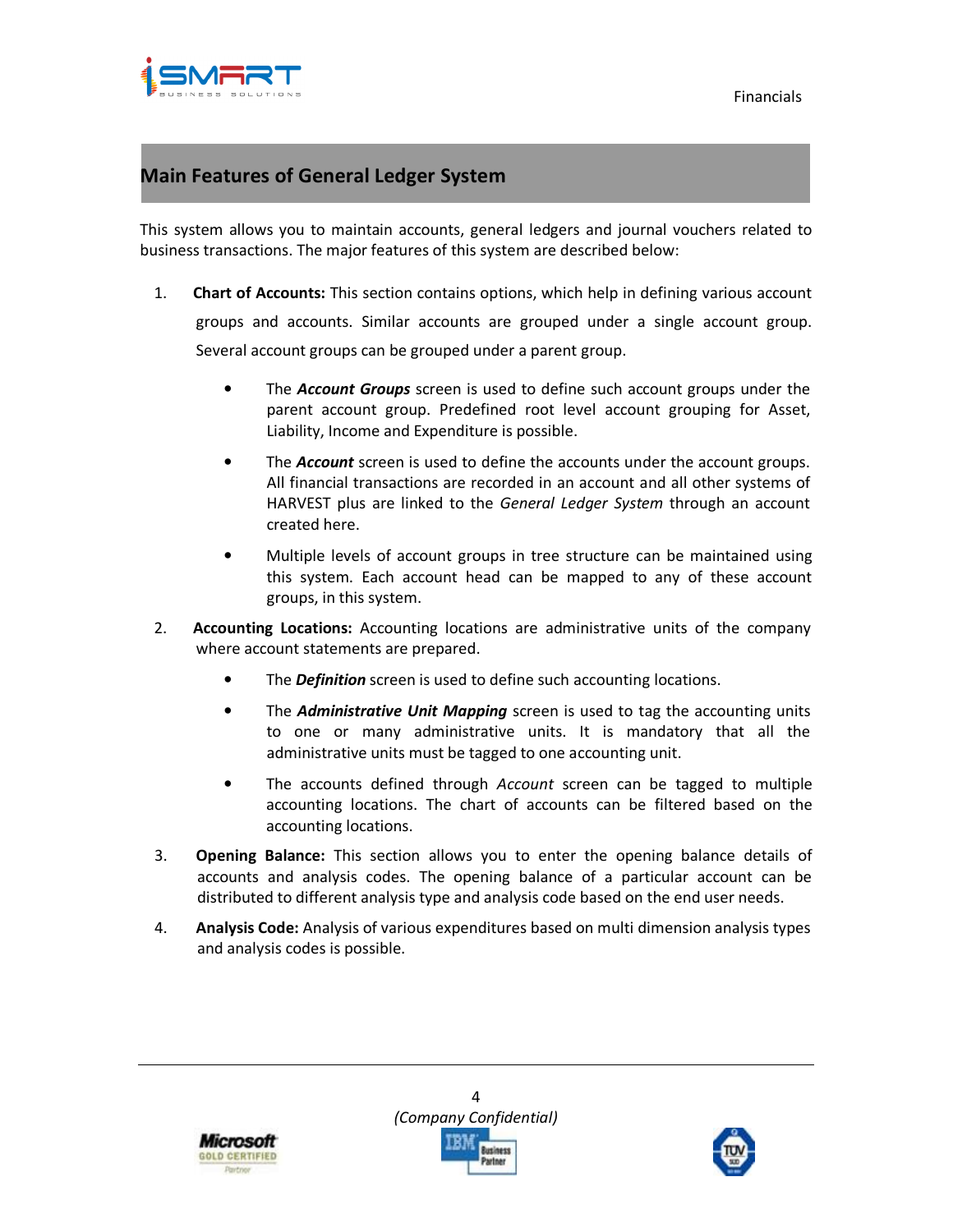## Main Features of General Ledger System

This system allows you to maintain accounts, general ledgers and journal vouchers related to business transactions. The major features of this system are described below:

1. **Chart of Accounts:** This section contains options, which help in defining various account groups and accounts. Similar accounts are grouped under a single account group. Several account groups can be grouped under a parent group.
   - The ***Account Groups*** screen is used to define such account groups under the parent account group. Predefined root level account grouping for Asset, Liability, Income and Expenditure is possible.
   - The ***Account*** screen is used to define the accounts under the account groups. All financial transactions are recorded in an account and all other systems of HARVEST plus are linked to the *General Ledger System* through an account created here.
   - Multiple levels of account groups in tree structure can be maintained using this system. Each account head can be mapped to any of these account groups, in this system.
2. **Accounting Locations:** Accounting locations are administrative units of the company where account statements are prepared.
   - The ***Definition*** screen is used to define such accounting locations.
   - The ***Administrative Unit Mapping*** screen is used to tag the accounting units to one or many administrative units. It is mandatory that all the administrative units must be tagged to one accounting unit.
   - The accounts defined through *Account* screen can be tagged to multiple accounting locations. The chart of accounts can be filtered based on the accounting locations.
3. **Opening Balance:** This section allows you to enter the opening balance details of accounts and analysis codes. The opening balance of a particular account can be distributed to different analysis type and analysis code based on the end user needs.
4. **Analysis Code:** Analysis of various expenditures based on multi dimension analysis types and analysis codes is possible.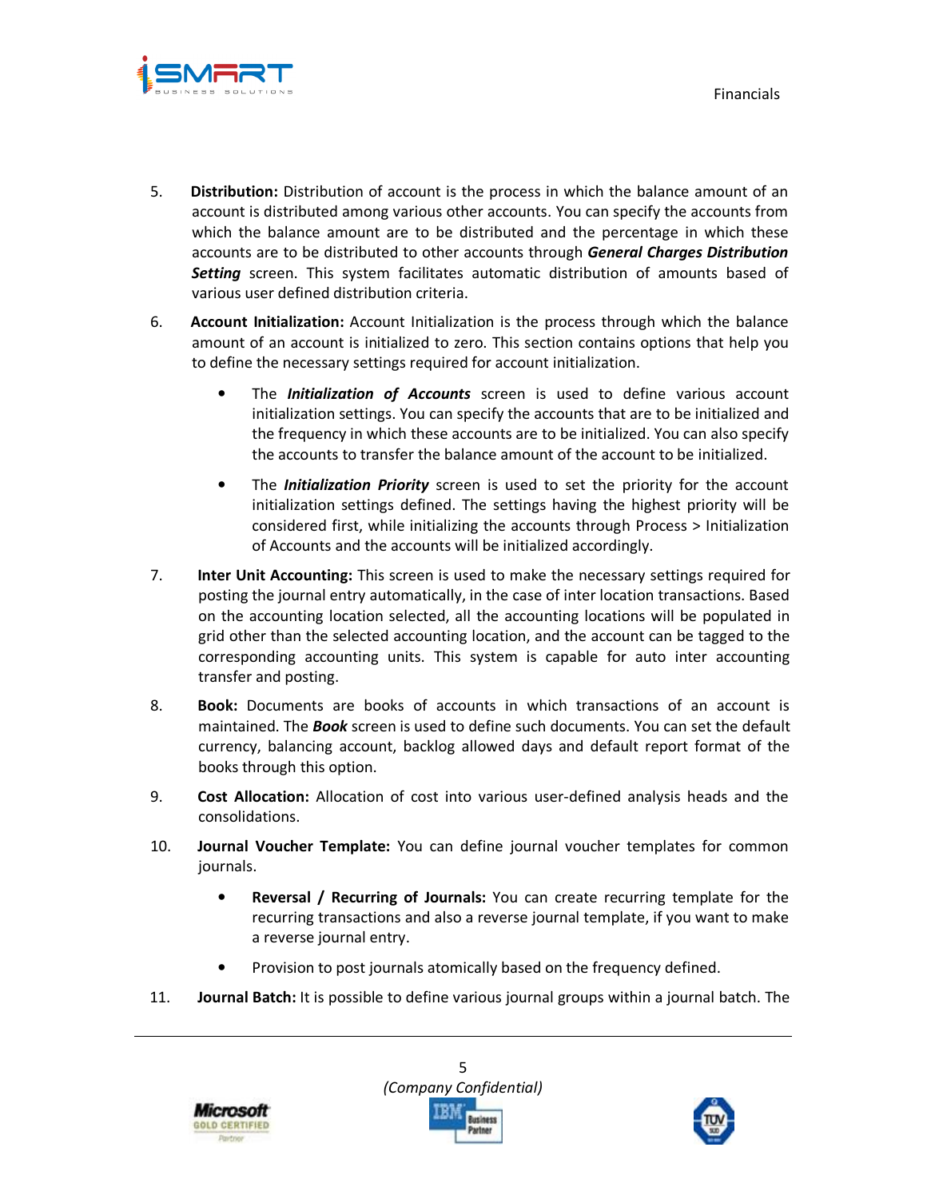5. **Distribution:** Distribution of account is the process in which the balance amount of an account is distributed among various other accounts. You can specify the accounts from which the balance amount are to be distributed and the percentage in which these accounts are to be distributed to other accounts through ***General Charges Distribution Setting*** screen. This system facilitates automatic distribution of amounts based of various user defined distribution criteria.

6. **Account Initialization:** Account Initialization is the process through which the balance amount of an account is initialized to zero. This section contains options that help you to define the necessary settings required for account initialization.

    - The ***Initialization of Accounts*** screen is used to define various account initialization settings. You can specify the accounts that are to be initialized and the frequency in which these accounts are to be initialized. You can also specify the accounts to transfer the balance amount of the account to be initialized.

    - The ***Initialization Priority*** screen is used to set the priority for the account initialization settings defined. The settings having the highest priority will be considered first, while initializing the accounts through Process > Initialization of Accounts and the accounts will be initialized accordingly.

7. **Inter Unit Accounting:** This screen is used to make the necessary settings required for posting the journal entry automatically, in the case of inter location transactions. Based on the accounting location selected, all the accounting locations will be populated in grid other than the selected accounting location, and the account can be tagged to the corresponding accounting units. This system is capable for auto inter accounting transfer and posting.

8. **Book:** Documents are books of accounts in which transactions of an account is maintained. The ***Book*** screen is used to define such documents. You can set the default currency, balancing account, backlog allowed days and default report format of the books through this option.

9. **Cost Allocation:** Allocation of cost into various user-defined analysis heads and the consolidations.

10. **Journal Voucher Template:** You can define journal voucher templates for common journals.

    - **Reversal / Recurring of Journals:** You can create recurring template for the recurring transactions and also a reverse journal template, if you want to make a reverse journal entry.

    - Provision to post journals atomically based on the frequency defined.

11. **Journal Batch:** It is possible to define various journal groups within a journal batch. The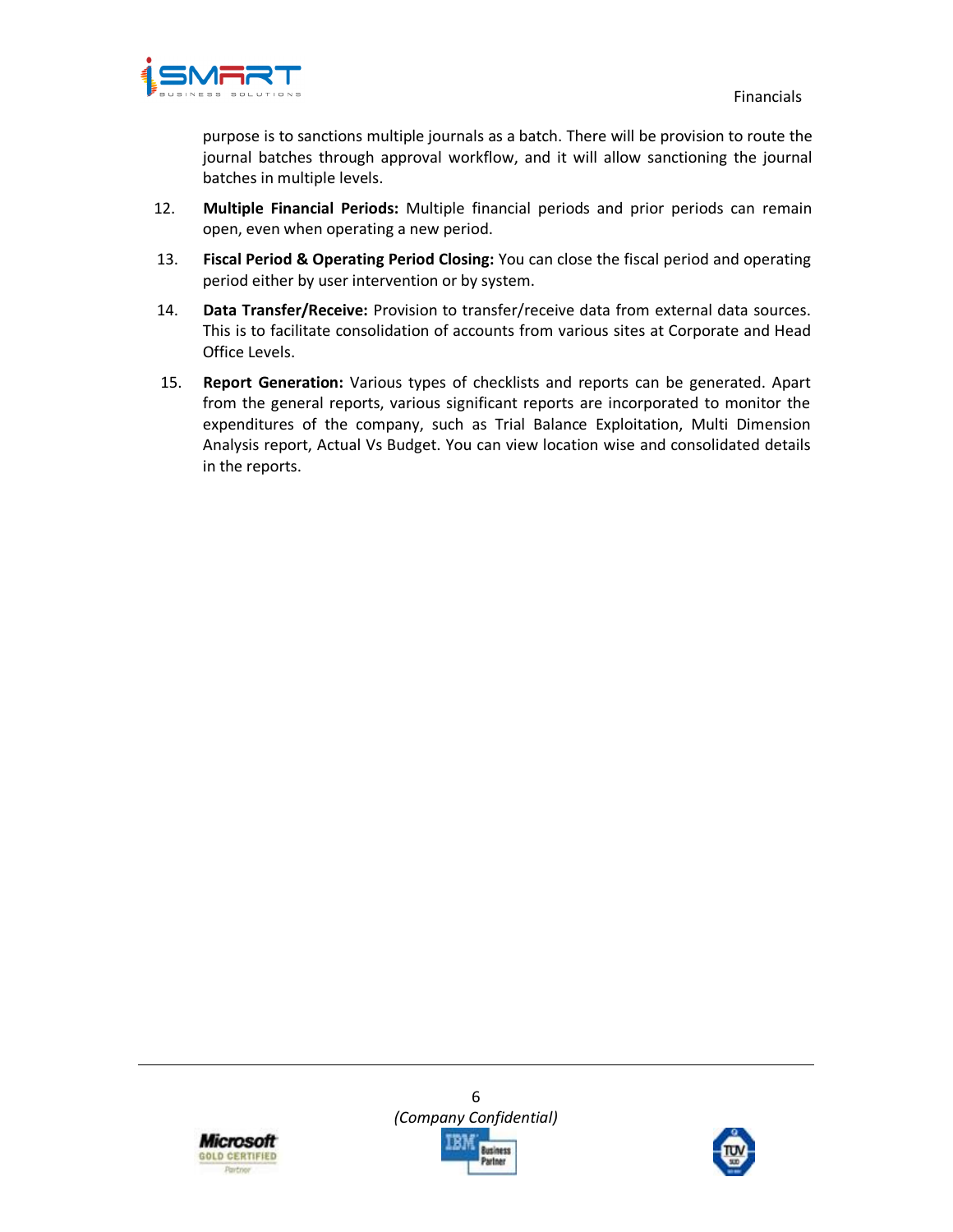purpose is to sanctions multiple journals as a batch. There will be provision to route the journal batches through approval workflow, and it will allow sanctioning the journal batches in multiple levels.

12. **Multiple Financial Periods:** Multiple financial periods and prior periods can remain open, even when operating a new period.

13. **Fiscal Period & Operating Period Closing:** You can close the fiscal period and operating period either by user intervention or by system.

14. **Data Transfer/Receive:** Provision to transfer/receive data from external data sources. This is to facilitate consolidation of accounts from various sites at Corporate and Head Office Levels.

15. **Report Generation:** Various types of checklists and reports can be generated. Apart from the general reports, various significant reports are incorporated to monitor the expenditures of the company, such as Trial Balance Exploitation, Multi Dimension Analysis report, Actual Vs Budget. You can view location wise and consolidated details in the reports.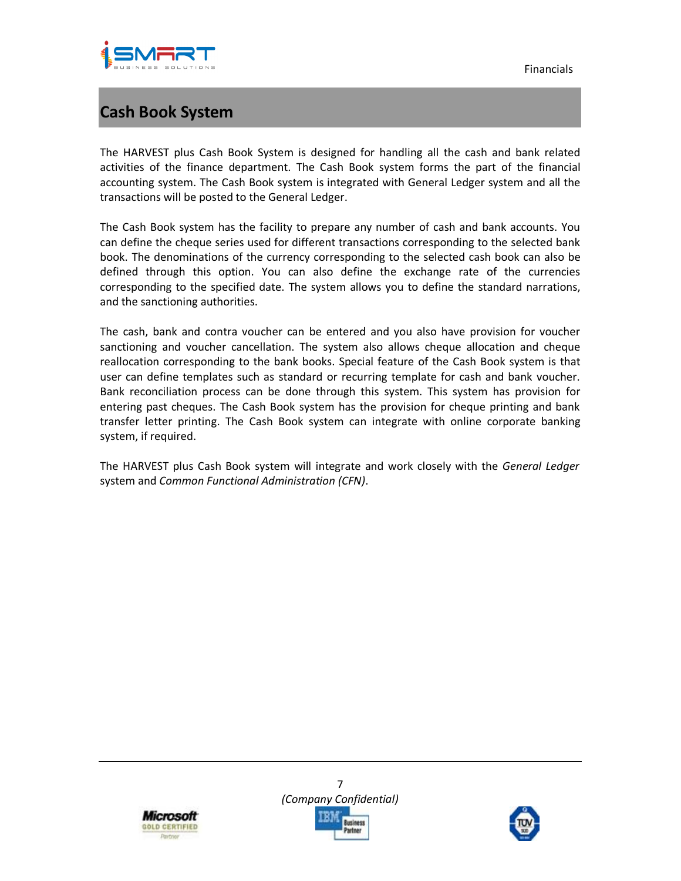# Cash Book System

The HARVEST plus Cash Book System is designed for handling all the cash and bank related activities of the finance department. The Cash Book system forms the part of the financial accounting system. The Cash Book system is integrated with General Ledger system and all the transactions will be posted to the General Ledger.

The Cash Book system has the facility to prepare any number of cash and bank accounts. You can define the cheque series used for different transactions corresponding to the selected bank book. The denominations of the currency corresponding to the selected cash book can also be defined through this option. You can also define the exchange rate of the currencies corresponding to the specified date. The system allows you to define the standard narrations, and the sanctioning authorities.

The cash, bank and contra voucher can be entered and you also have provision for voucher sanctioning and voucher cancellation. The system also allows cheque allocation and cheque reallocation corresponding to the bank books. Special feature of the Cash Book system is that user can define templates such as standard or recurring template for cash and bank voucher. Bank reconciliation process can be done through this system. This system has provision for entering past cheques. The Cash Book system has the provision for cheque printing and bank transfer letter printing. The Cash Book system can integrate with online corporate banking system, if required.

The HARVEST plus Cash Book system will integrate and work closely with the *General Ledger* system and *Common Functional Administration (CFN)*.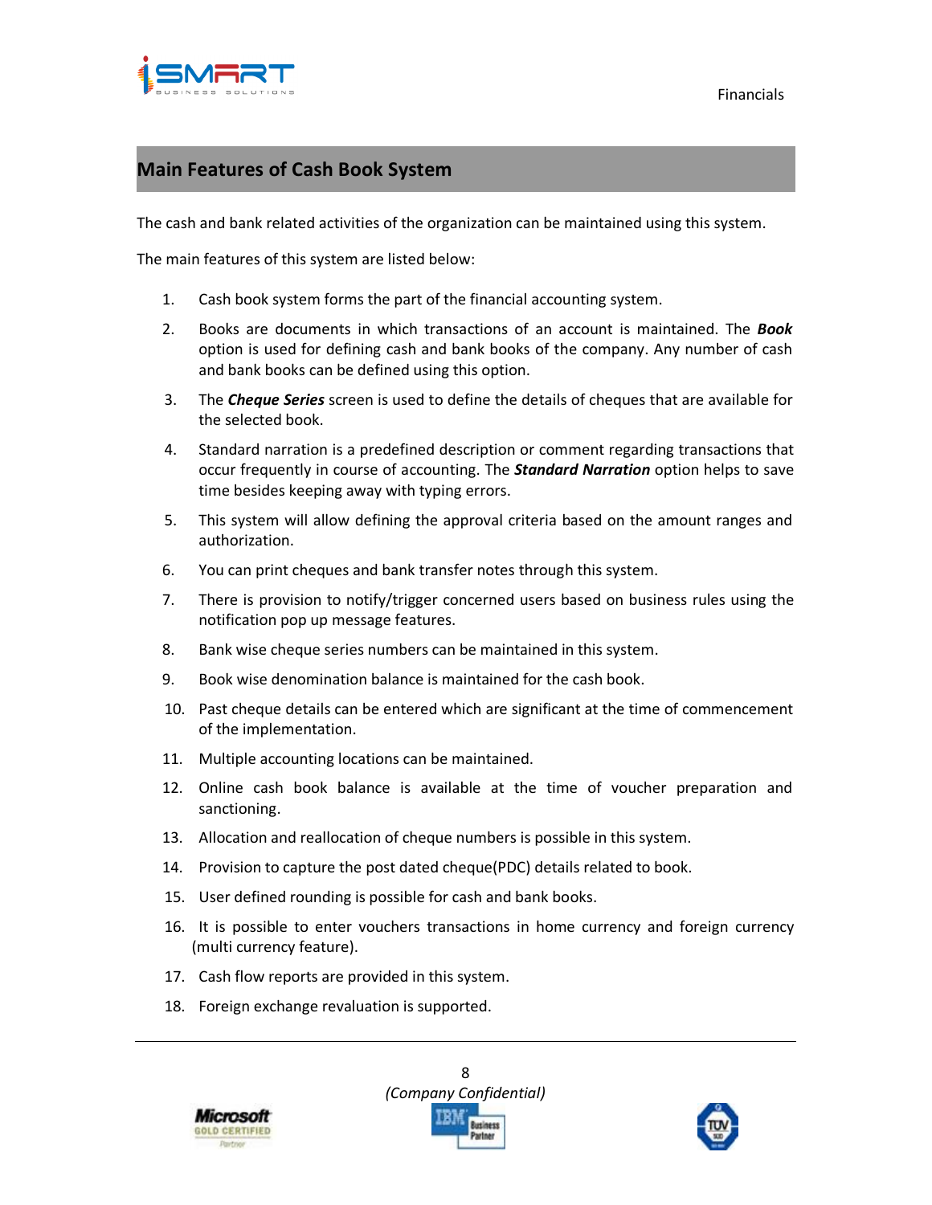## Main Features of Cash Book System

The cash and bank related activities of the organization can be maintained using this system.

The main features of this system are listed below:

1. Cash book system forms the part of the financial accounting system.
2. Books are documents in which transactions of an account is maintained. The ***Book*** option is used for defining cash and bank books of the company. Any number of cash and bank books can be defined using this option.
3. The ***Cheque Series*** screen is used to define the details of cheques that are available for the selected book.
4. Standard narration is a predefined description or comment regarding transactions that occur frequently in course of accounting. The ***Standard Narration*** option helps to save time besides keeping away with typing errors.
5. This system will allow defining the approval criteria based on the amount ranges and authorization.
6. You can print cheques and bank transfer notes through this system.
7. There is provision to notify/trigger concerned users based on business rules using the notification pop up message features.
8. Bank wise cheque series numbers can be maintained in this system.
9. Book wise denomination balance is maintained for the cash book.
10. Past cheque details can be entered which are significant at the time of commencement of the implementation.
11. Multiple accounting locations can be maintained.
12. Online cash book balance is available at the time of voucher preparation and sanctioning.
13. Allocation and reallocation of cheque numbers is possible in this system.
14. Provision to capture the post dated cheque(PDC) details related to book.
15. User defined rounding is possible for cash and bank books.
16. It is possible to enter vouchers transactions in home currency and foreign currency (multi currency feature).
17. Cash flow reports are provided in this system.
18. Foreign exchange revaluation is supported.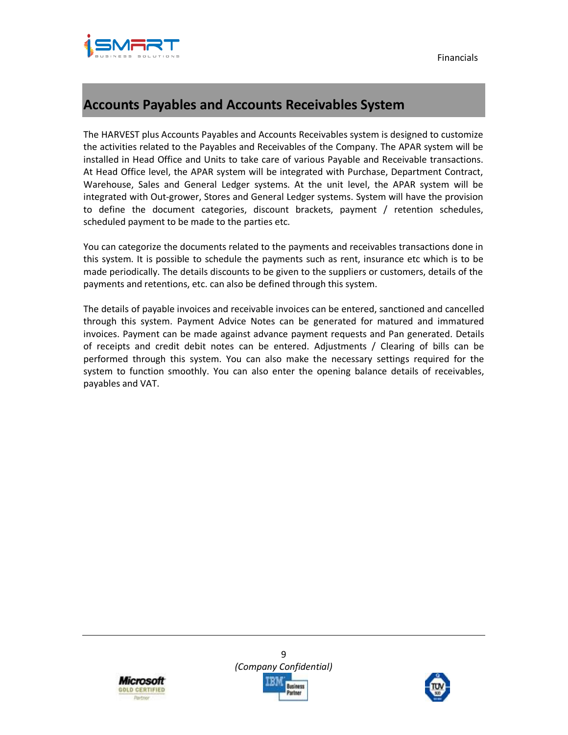## Accounts Payables and Accounts Receivables System

The HARVEST plus Accounts Payables and Accounts Receivables system is designed to customize the activities related to the Payables and Receivables of the Company. The APAR system will be installed in Head Office and Units to take care of various Payable and Receivable transactions. At Head Office level, the APAR system will be integrated with Purchase, Department Contract, Warehouse, Sales and General Ledger systems. At the unit level, the APAR system will be integrated with Out-grower, Stores and General Ledger systems. System will have the provision to define the document categories, discount brackets, payment / retention schedules, scheduled payment to be made to the parties etc.

You can categorize the documents related to the payments and receivables transactions done in this system. It is possible to schedule the payments such as rent, insurance etc which is to be made periodically. The details discounts to be given to the suppliers or customers, details of the payments and retentions, etc. can also be defined through this system.

The details of payable invoices and receivable invoices can be entered, sanctioned and cancelled through this system. Payment Advice Notes can be generated for matured and immatured invoices. Payment can be made against advance payment requests and Pan generated. Details of receipts and credit debit notes can be entered. Adjustments / Clearing of bills can be performed through this system. You can also make the necessary settings required for the system to function smoothly. You can also enter the opening balance details of receivables, payables and VAT.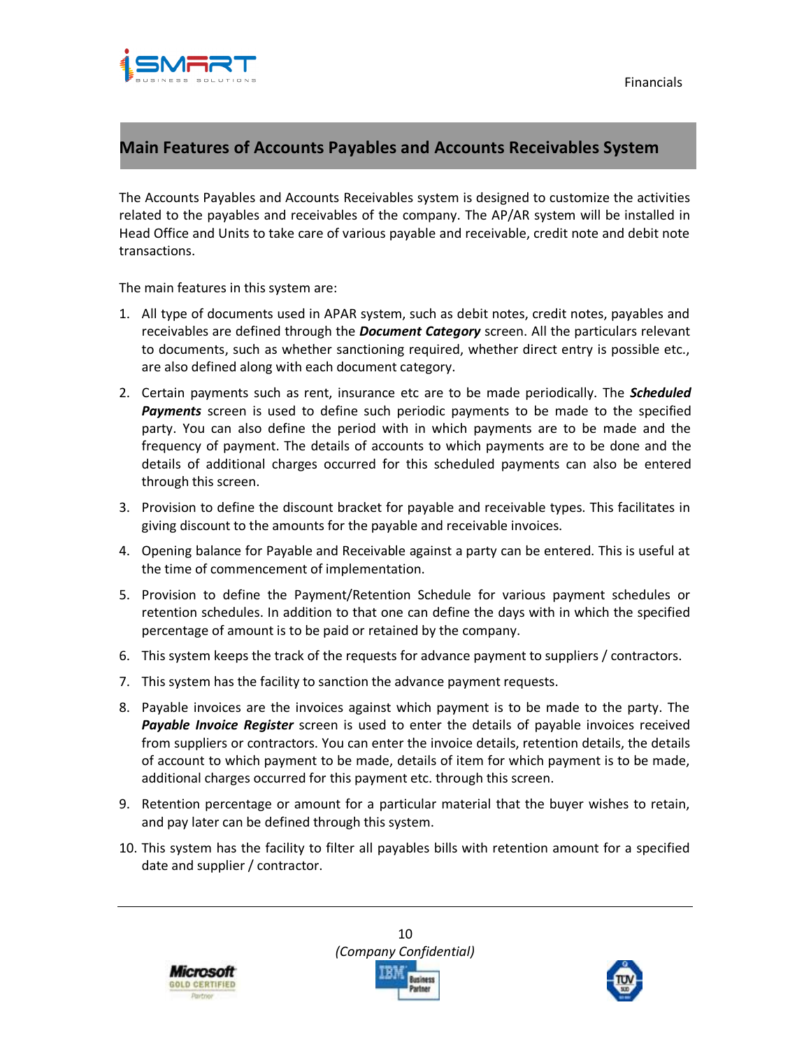## Main Features of Accounts Payables and Accounts Receivables System

The Accounts Payables and Accounts Receivables system is designed to customize the activities related to the payables and receivables of the company. The AP/AR system will be installed in Head Office and Units to take care of various payable and receivable, credit note and debit note transactions.

The main features in this system are:

1. All type of documents used in APAR system, such as debit notes, credit notes, payables and receivables are defined through the ***Document Category*** screen. All the particulars relevant to documents, such as whether sanctioning required, whether direct entry is possible etc., are also defined along with each document category.
2. Certain payments such as rent, insurance etc are to be made periodically. The ***Scheduled Payments*** screen is used to define such periodic payments to be made to the specified party. You can also define the period with in which payments are to be made and the frequency of payment. The details of accounts to which payments are to be done and the details of additional charges occurred for this scheduled payments can also be entered through this screen.
3. Provision to define the discount bracket for payable and receivable types. This facilitates in giving discount to the amounts for the payable and receivable invoices.
4. Opening balance for Payable and Receivable against a party can be entered. This is useful at the time of commencement of implementation.
5. Provision to define the Payment/Retention Schedule for various payment schedules or retention schedules. In addition to that one can define the days with in which the specified percentage of amount is to be paid or retained by the company.
6. This system keeps the track of the requests for advance payment to suppliers / contractors.
7. This system has the facility to sanction the advance payment requests.
8. Payable invoices are the invoices against which payment is to be made to the party. The ***Payable Invoice Register*** screen is used to enter the details of payable invoices received from suppliers or contractors. You can enter the invoice details, retention details, the details of account to which payment to be made, details of item for which payment is to be made, additional charges occurred for this payment etc. through this screen.
9. Retention percentage or amount for a particular material that the buyer wishes to retain, and pay later can be defined through this system.
10. This system has the facility to filter all payables bills with retention amount for a specified date and supplier / contractor.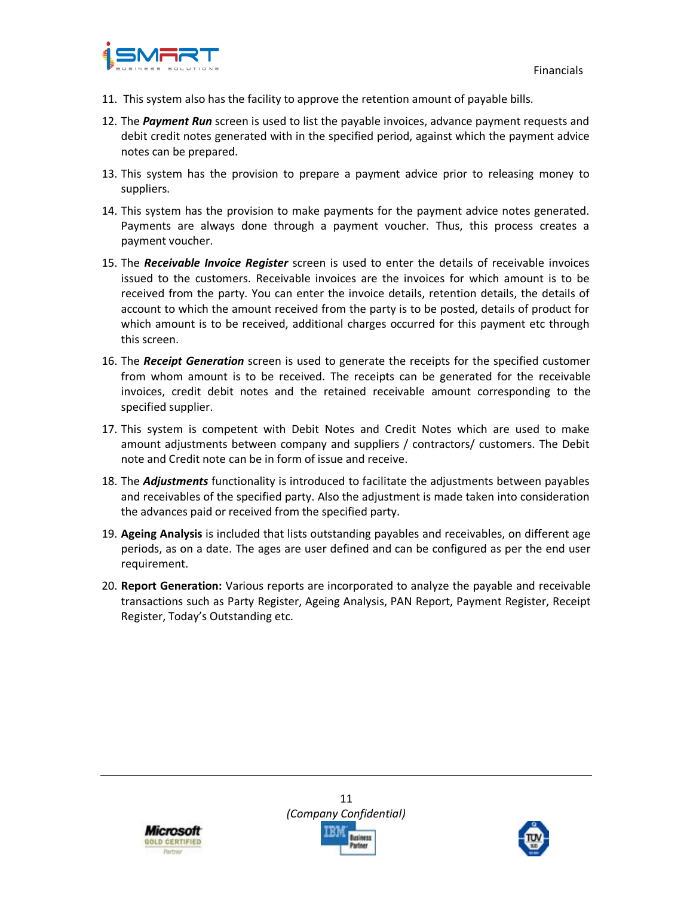11. This system also has the facility to approve the retention amount of payable bills.
12. The ***Payment Run*** screen is used to list the payable invoices, advance payment requests and debit credit notes generated with in the specified period, against which the payment advice notes can be prepared.
13. This system has the provision to prepare a payment advice prior to releasing money to suppliers.
14. This system has the provision to make payments for the payment advice notes generated. Payments are always done through a payment voucher. Thus, this process creates a payment voucher.
15. The ***Receivable Invoice Register*** screen is used to enter the details of receivable invoices issued to the customers. Receivable invoices are the invoices for which amount is to be received from the party. You can enter the invoice details, retention details, the details of account to which the amount received from the party is to be posted, details of product for which amount is to be received, additional charges occurred for this payment etc through this screen.
16. The ***Receipt Generation*** screen is used to generate the receipts for the specified customer from whom amount is to be received. The receipts can be generated for the receivable invoices, credit debit notes and the retained receivable amount corresponding to the specified supplier.
17. This system is competent with Debit Notes and Credit Notes which are used to make amount adjustments between company and suppliers / contractors/ customers. The Debit note and Credit note can be in form of issue and receive.
18. The ***Adjustments*** functionality is introduced to facilitate the adjustments between payables and receivables of the specified party. Also the adjustment is made taken into consideration the advances paid or received from the specified party.
19. **Ageing Analysis** is included that lists outstanding payables and receivables, on different age periods, as on a date. The ages are user defined and can be configured as per the end user requirement.
20. **Report Generation:** Various reports are incorporated to analyze the payable and receivable transactions such as Party Register, Ageing Analysis, PAN Report, Payment Register, Receipt Register, Today's Outstanding etc.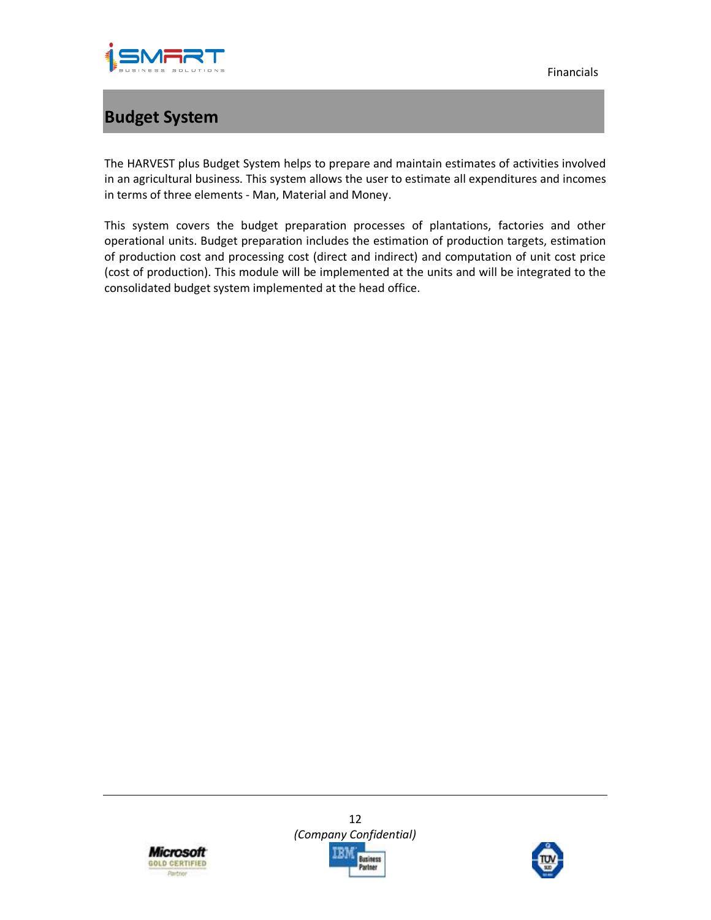# Budget System

The HARVEST plus Budget System helps to prepare and maintain estimates of activities involved in an agricultural business. This system allows the user to estimate all expenditures and incomes in terms of three elements - Man, Material and Money.

This system covers the budget preparation processes of plantations, factories and other operational units. Budget preparation includes the estimation of production targets, estimation of production cost and processing cost (direct and indirect) and computation of unit cost price (cost of production). This module will be implemented at the units and will be integrated to the consolidated budget system implemented at the head office.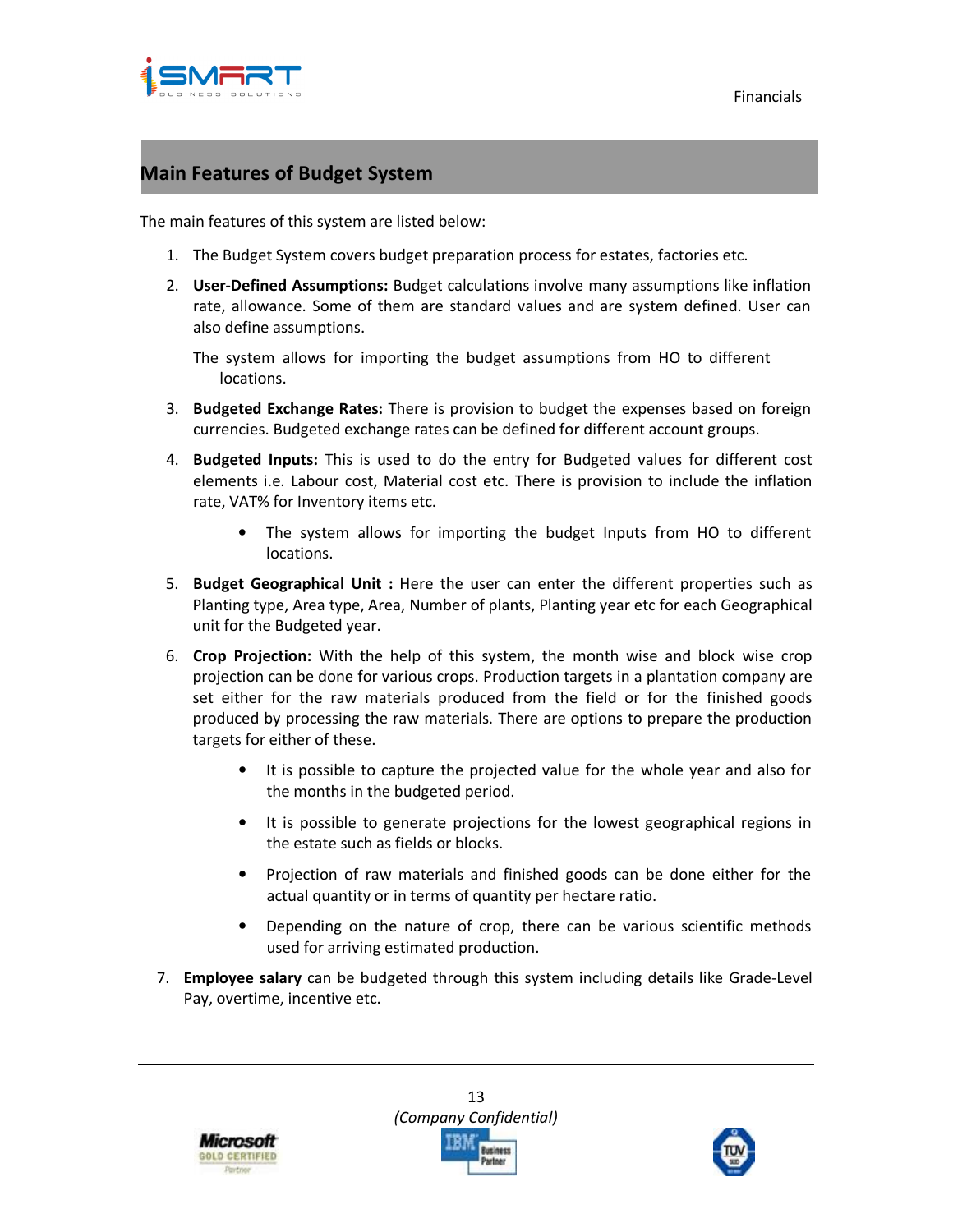## Main Features of Budget System

The main features of this system are listed below:

1. The Budget System covers budget preparation process for estates, factories etc.
2. **User-Defined Assumptions:** Budget calculations involve many assumptions like inflation rate, allowance. Some of them are standard values and are system defined. User can also define assumptions.

   The system allows for importing the budget assumptions from HO to different locations.
3. **Budgeted Exchange Rates:** There is provision to budget the expenses based on foreign currencies. Budgeted exchange rates can be defined for different account groups.
4. **Budgeted Inputs:** This is used to do the entry for Budgeted values for different cost elements i.e. Labour cost, Material cost etc. There is provision to include the inflation rate, VAT% for Inventory items etc.
   - The system allows for importing the budget Inputs from HO to different locations.
5. **Budget Geographical Unit :** Here the user can enter the different properties such as Planting type, Area type, Area, Number of plants, Planting year etc for each Geographical unit for the Budgeted year.
6. **Crop Projection:** With the help of this system, the month wise and block wise crop projection can be done for various crops. Production targets in a plantation company are set either for the raw materials produced from the field or for the finished goods produced by processing the raw materials. There are options to prepare the production targets for either of these.
   - It is possible to capture the projected value for the whole year and also for the months in the budgeted period.
   - It is possible to generate projections for the lowest geographical regions in the estate such as fields or blocks.
   - Projection of raw materials and finished goods can be done either for the actual quantity or in terms of quantity per hectare ratio.
   - Depending on the nature of crop, there can be various scientific methods used for arriving estimated production.
7. **Employee salary** can be budgeted through this system including details like Grade-Level Pay, overtime, incentive etc.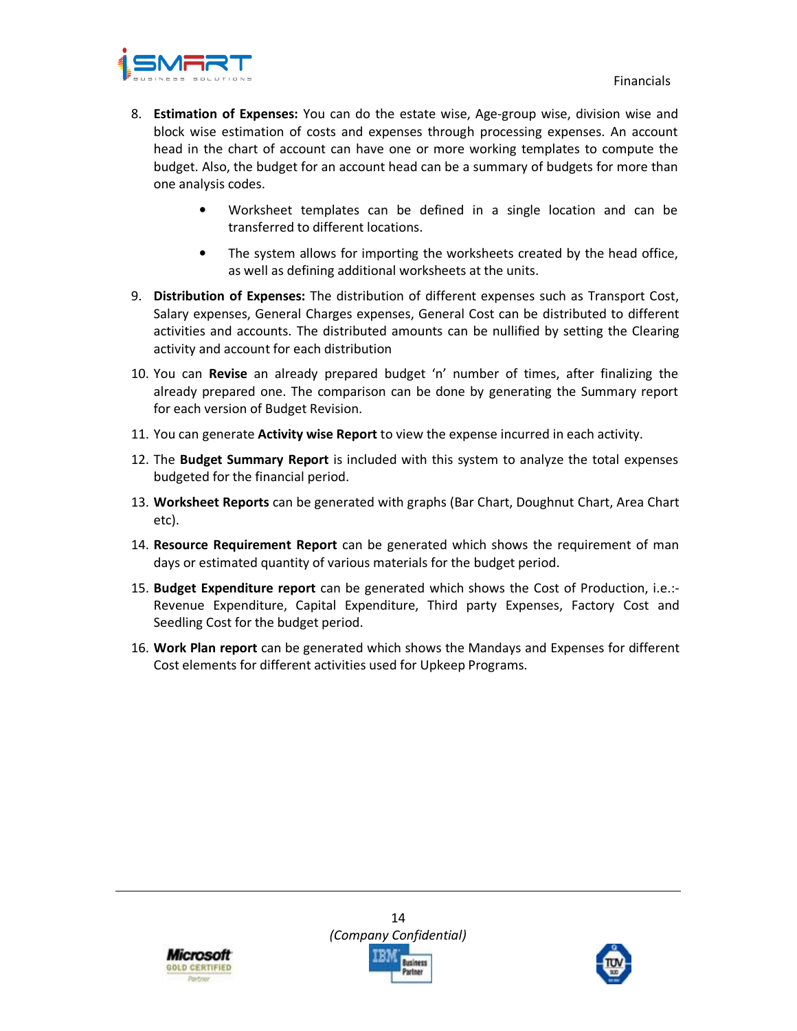8. **Estimation of Expenses:** You can do the estate wise, Age-group wise, division wise and block wise estimation of costs and expenses through processing expenses. An account head in the chart of account can have one or more working templates to compute the budget. Also, the budget for an account head can be a summary of budgets for more than one analysis codes.

    - Worksheet templates can be defined in a single location and can be transferred to different locations.
    - The system allows for importing the worksheets created by the head office, as well as defining additional worksheets at the units.

9. **Distribution of Expenses:** The distribution of different expenses such as Transport Cost, Salary expenses, General Charges expenses, General Cost can be distributed to different activities and accounts. The distributed amounts can be nullified by setting the Clearing activity and account for each distribution

10. You can **Revise** an already prepared budget 'n' number of times, after finalizing the already prepared one. The comparison can be done by generating the Summary report for each version of Budget Revision.

11. You can generate **Activity wise Report** to view the expense incurred in each activity.

12. The **Budget Summary Report** is included with this system to analyze the total expenses budgeted for the financial period.

13. **Worksheet Reports** can be generated with graphs (Bar Chart, Doughnut Chart, Area Chart etc).

14. **Resource Requirement Report** can be generated which shows the requirement of man days or estimated quantity of various materials for the budget period.

15. **Budget Expenditure report** can be generated which shows the Cost of Production, i.e.:- Revenue Expenditure, Capital Expenditure, Third party Expenses, Factory Cost and Seedling Cost for the budget period.

16. **Work Plan report** can be generated which shows the Mandays and Expenses for different Cost elements for different activities used for Upkeep Programs.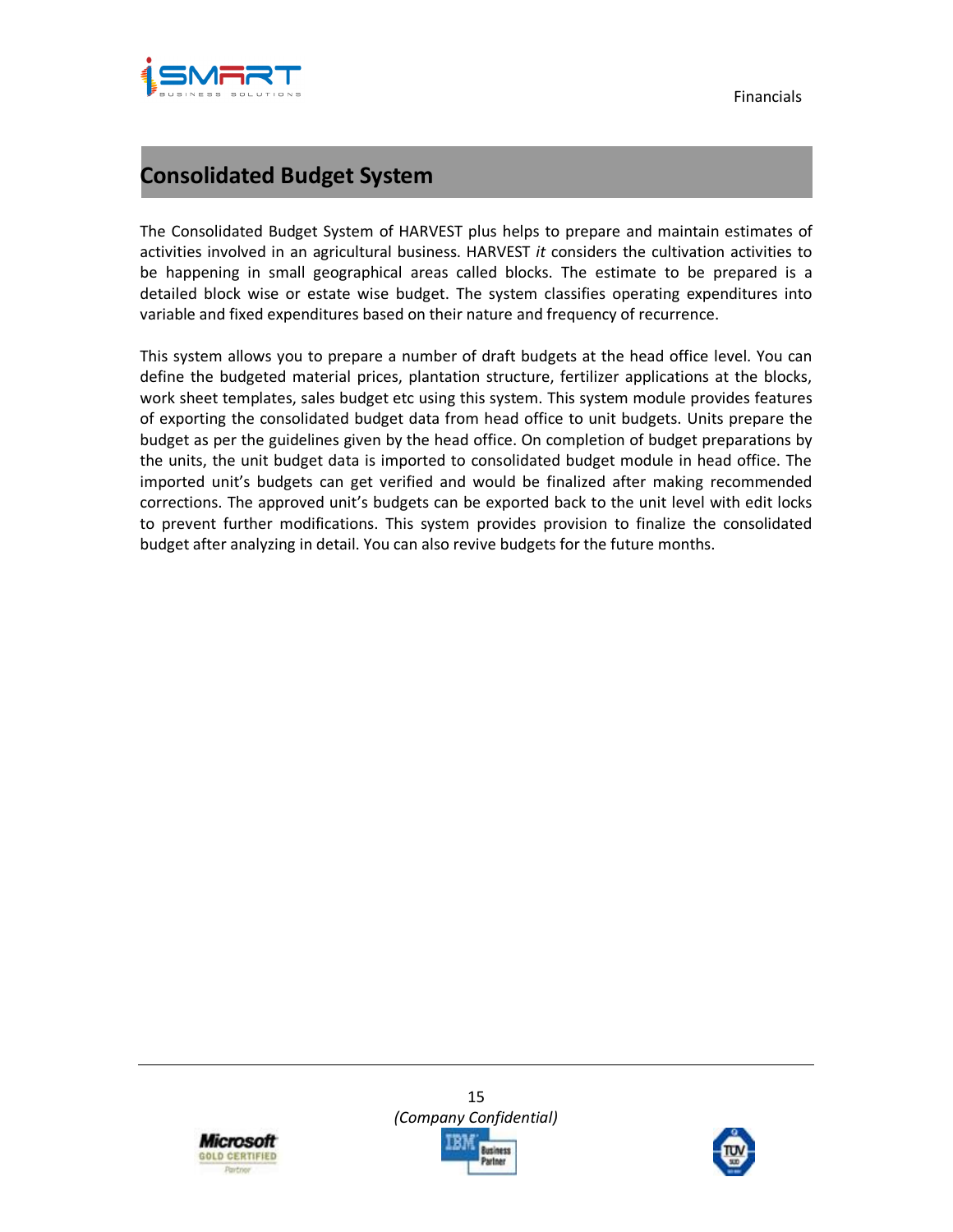# Consolidated Budget System

The Consolidated Budget System of HARVEST plus helps to prepare and maintain estimates of activities involved in an agricultural business. HARVEST *it* considers the cultivation activities to be happening in small geographical areas called blocks. The estimate to be prepared is a detailed block wise or estate wise budget. The system classifies operating expenditures into variable and fixed expenditures based on their nature and frequency of recurrence.

This system allows you to prepare a number of draft budgets at the head office level. You can define the budgeted material prices, plantation structure, fertilizer applications at the blocks, work sheet templates, sales budget etc using this system. This system module provides features of exporting the consolidated budget data from head office to unit budgets. Units prepare the budget as per the guidelines given by the head office. On completion of budget preparations by the units, the unit budget data is imported to consolidated budget module in head office. The imported unit's budgets can get verified and would be finalized after making recommended corrections. The approved unit's budgets can be exported back to the unit level with edit locks to prevent further modifications. This system provides provision to finalize the consolidated budget after analyzing in detail. You can also revive budgets for the future months.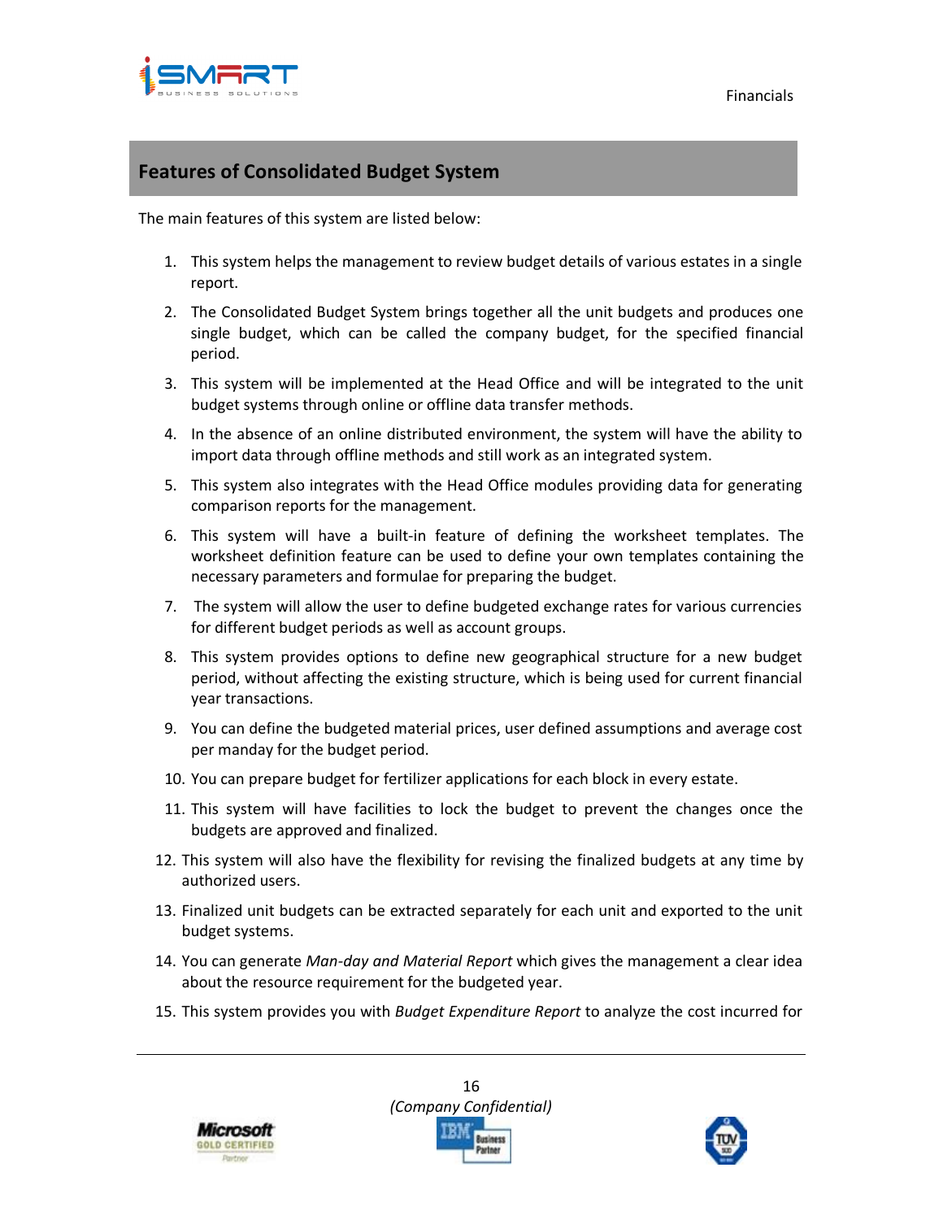## Features of Consolidated Budget System

The main features of this system are listed below:

1. This system helps the management to review budget details of various estates in a single report.
2. The Consolidated Budget System brings together all the unit budgets and produces one single budget, which can be called the company budget, for the specified financial period.
3. This system will be implemented at the Head Office and will be integrated to the unit budget systems through online or offline data transfer methods.
4. In the absence of an online distributed environment, the system will have the ability to import data through offline methods and still work as an integrated system.
5. This system also integrates with the Head Office modules providing data for generating comparison reports for the management.
6. This system will have a built-in feature of defining the worksheet templates. The worksheet definition feature can be used to define your own templates containing the necessary parameters and formulae for preparing the budget.
7. The system will allow the user to define budgeted exchange rates for various currencies for different budget periods as well as account groups.
8. This system provides options to define new geographical structure for a new budget period, without affecting the existing structure, which is being used for current financial year transactions.
9. You can define the budgeted material prices, user defined assumptions and average cost per manday for the budget period.
10. You can prepare budget for fertilizer applications for each block in every estate.
11. This system will have facilities to lock the budget to prevent the changes once the budgets are approved and finalized.
12. This system will also have the flexibility for revising the finalized budgets at any time by authorized users.
13. Finalized unit budgets can be extracted separately for each unit and exported to the unit budget systems.
14. You can generate *Man-day and Material Report* which gives the management a clear idea about the resource requirement for the budgeted year.
15. This system provides you with *Budget Expenditure Report* to analyze the cost incurred for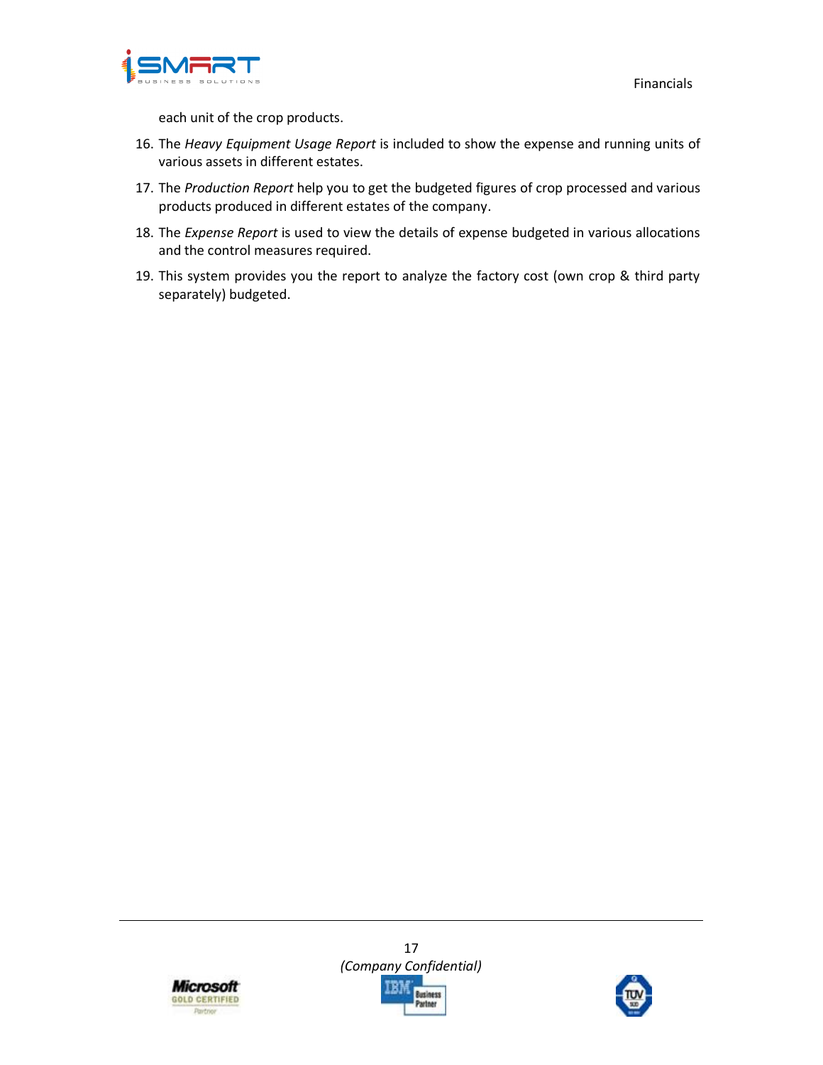each unit of the crop products.

16. The *Heavy Equipment Usage Report* is included to show the expense and running units of various assets in different estates.
17. The *Production Report* help you to get the budgeted figures of crop processed and various products produced in different estates of the company.
18. The *Expense Report* is used to view the details of expense budgeted in various allocations and the control measures required.
19. This system provides you the report to analyze the factory cost (own crop & third party separately) budgeted.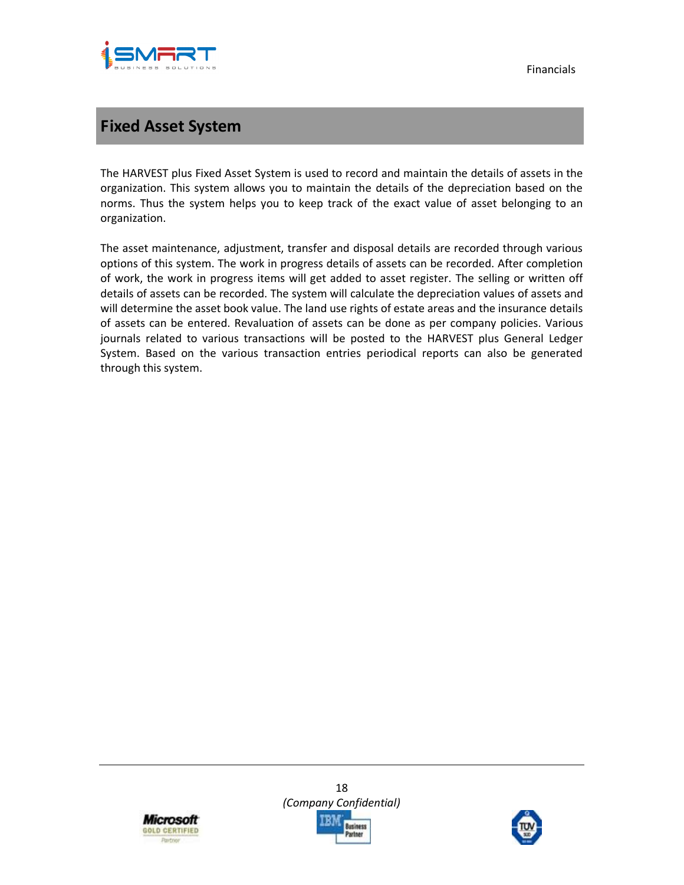# Fixed Asset System

The HARVEST plus Fixed Asset System is used to record and maintain the details of assets in the organization. This system allows you to maintain the details of the depreciation based on the norms. Thus the system helps you to keep track of the exact value of asset belonging to an organization.

The asset maintenance, adjustment, transfer and disposal details are recorded through various options of this system. The work in progress details of assets can be recorded. After completion of work, the work in progress items will get added to asset register. The selling or written off details of assets can be recorded. The system will calculate the depreciation values of assets and will determine the asset book value. The land use rights of estate areas and the insurance details of assets can be entered. Revaluation of assets can be done as per company policies. Various journals related to various transactions will be posted to the HARVEST plus General Ledger System. Based on the various transaction entries periodical reports can also be generated through this system.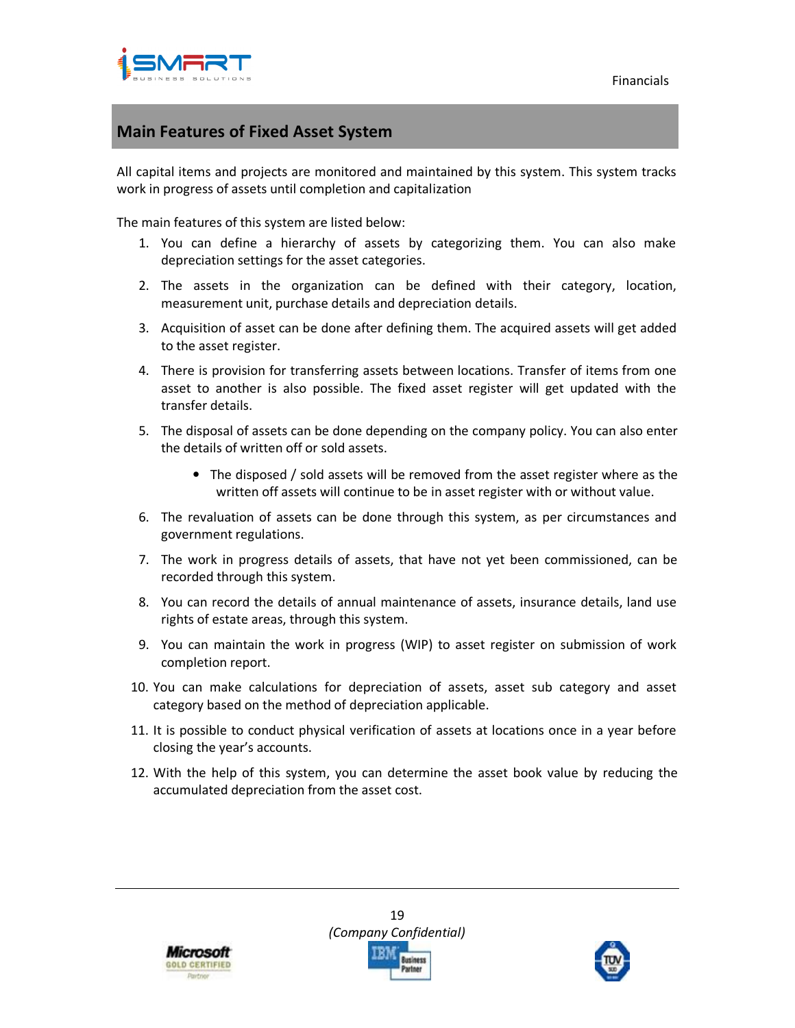## Main Features of Fixed Asset System

All capital items and projects are monitored and maintained by this system. This system tracks work in progress of assets until completion and capitalization

The main features of this system are listed below:

1. You can define a hierarchy of assets by categorizing them. You can also make depreciation settings for the asset categories.
2. The assets in the organization can be defined with their category, location, measurement unit, purchase details and depreciation details.
3. Acquisition of asset can be done after defining them. The acquired assets will get added to the asset register.
4. There is provision for transferring assets between locations. Transfer of items from one asset to another is also possible. The fixed asset register will get updated with the transfer details.
5. The disposal of assets can be done depending on the company policy. You can also enter the details of written off or sold assets.
    - The disposed / sold assets will be removed from the asset register where as the written off assets will continue to be in asset register with or without value.
6. The revaluation of assets can be done through this system, as per circumstances and government regulations.
7. The work in progress details of assets, that have not yet been commissioned, can be recorded through this system.
8. You can record the details of annual maintenance of assets, insurance details, land use rights of estate areas, through this system.
9. You can maintain the work in progress (WIP) to asset register on submission of work completion report.
10. You can make calculations for depreciation of assets, asset sub category and asset category based on the method of depreciation applicable.
11. It is possible to conduct physical verification of assets at locations once in a year before closing the year's accounts.
12. With the help of this system, you can determine the asset book value by reducing the accumulated depreciation from the asset cost.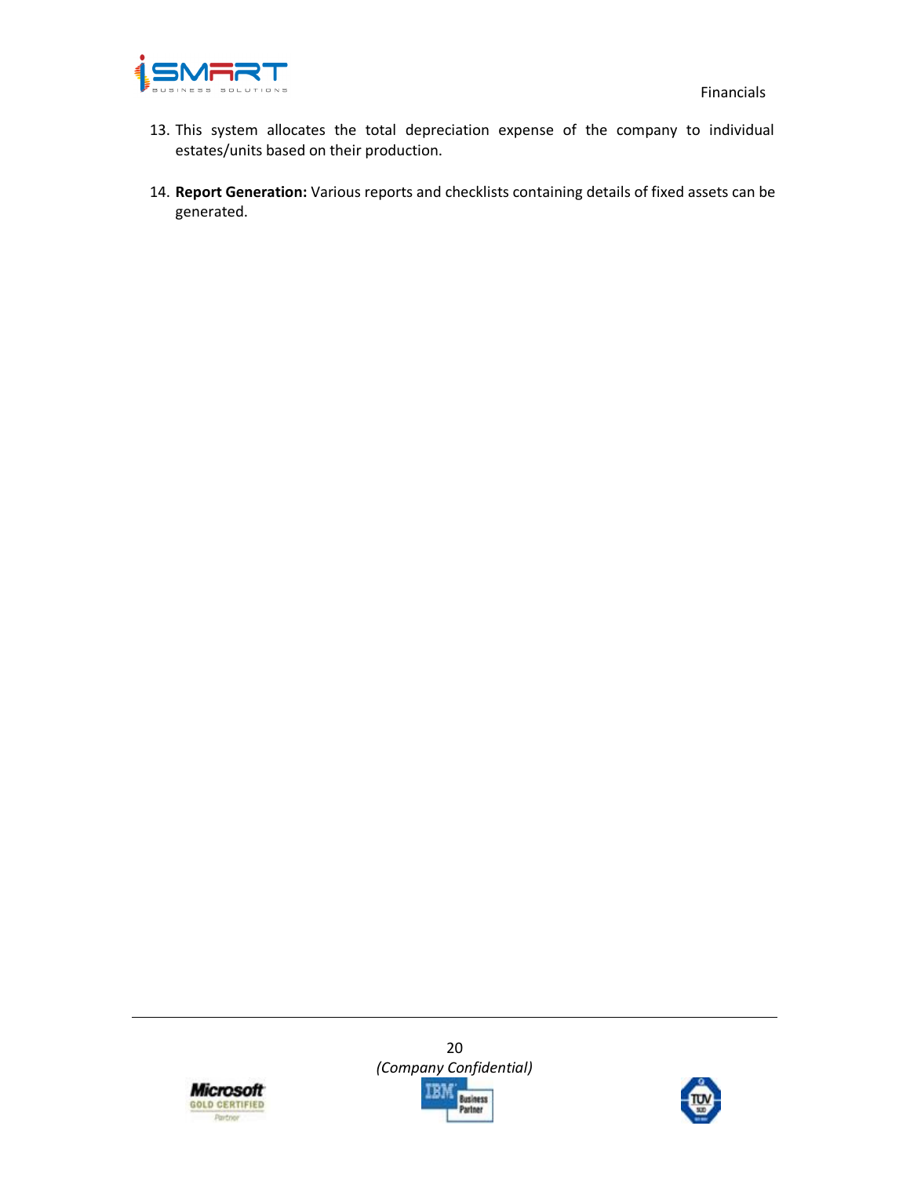13. This system allocates the total depreciation expense of the company to individual estates/units based on their production.

14. **Report Generation:** Various reports and checklists containing details of fixed assets can be generated.